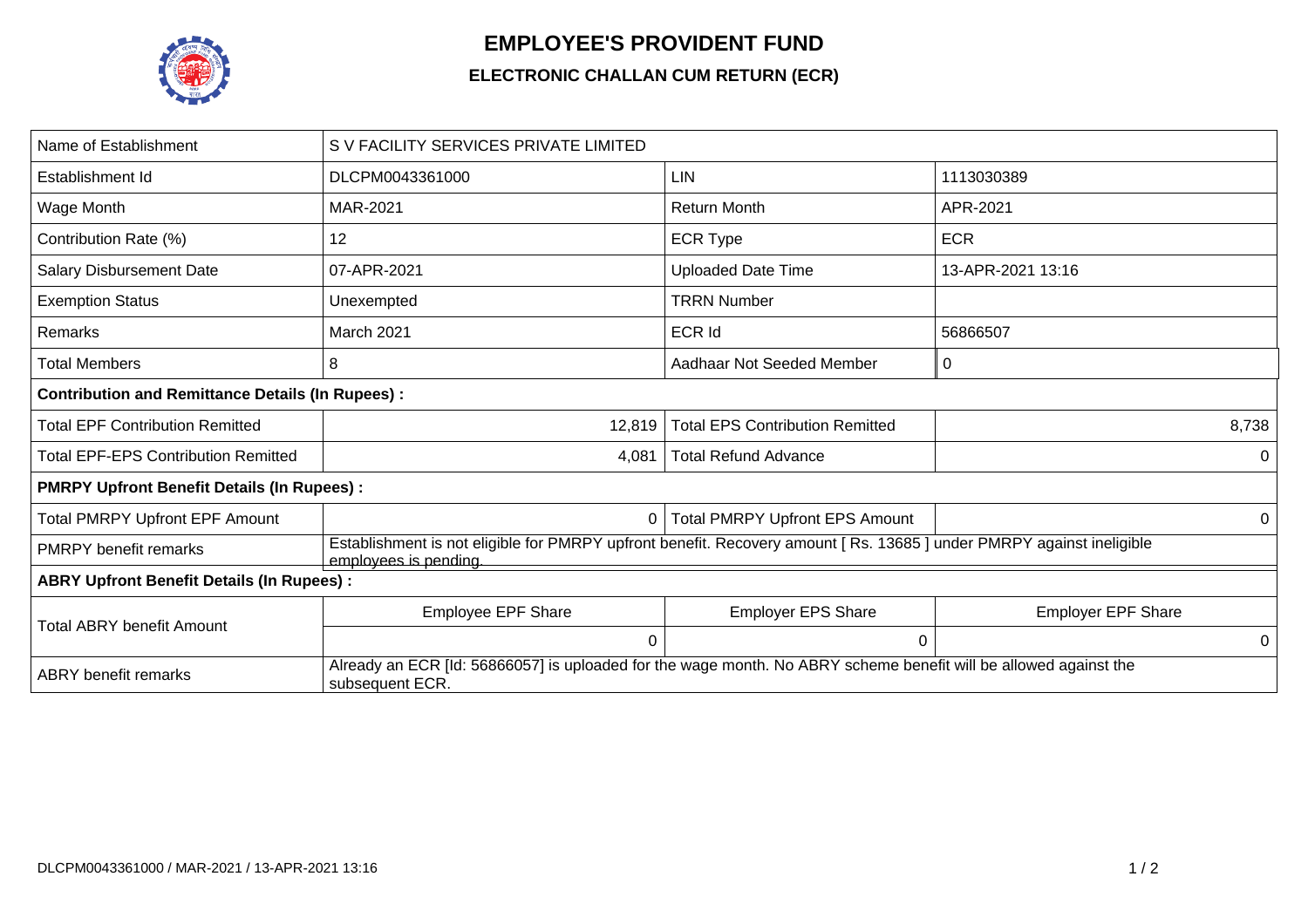# EMPLOYEE'S PROVIDENT FUND

## ELECTRONIC CHALLAN CUM RETURN (ECR)

| Name of Establishment | S V FACILITY SERVICES PRIVATE LIMITED | | |
|---|---|---|---|
| Establishment Id | DLCPM0043361000 | LIN | 1113030389 |
| Wage Month | MAR-2021 | Return Month | APR-2021 |
| Contribution Rate (%) | 12 | ECR Type | ECR |
| Salary Disbursement Date | 07-APR-2021 | Uploaded Date Time | 13-APR-2021 13:16 |
| Exemption Status | Unexempted | TRRN Number | |
| Remarks | March 2021 | ECR Id | 56866507 |
| Total Members | 8 | Aadhaar Not Seeded Member | 0 |
| **Contribution and Remittance Details (In Rupees) :** | | | |
| Total EPF Contribution Remitted | 12,819 | Total EPS Contribution Remitted | 8,738 |
| Total EPF-EPS Contribution Remitted | 4,081 | Total Refund Advance | 0 |
| **PMRPY Upfront Benefit Details (In Rupees) :** | | | |
| Total PMRPY Upfront EPF Amount | 0 | Total PMRPY Upfront EPS Amount | 0 |
| PMRPY benefit remarks | Establishment is not eligible for PMRPY upfront benefit. Recovery amount [ Rs. 13685 ] under PMRPY against ineligible employees is pending. | | |
| **ABRY Upfront Benefit Details (In Rupees) :** | | | |
| Total ABRY benefit Amount | Employee EPF Share | Employer EPS Share | Employer EPF Share |
| | 0 | 0 | 0 |
| ABRY benefit remarks | Already an ECR [Id: 56866057] is uploaded for the wage month. No ABRY scheme benefit will be allowed against the subsequent ECR. | | |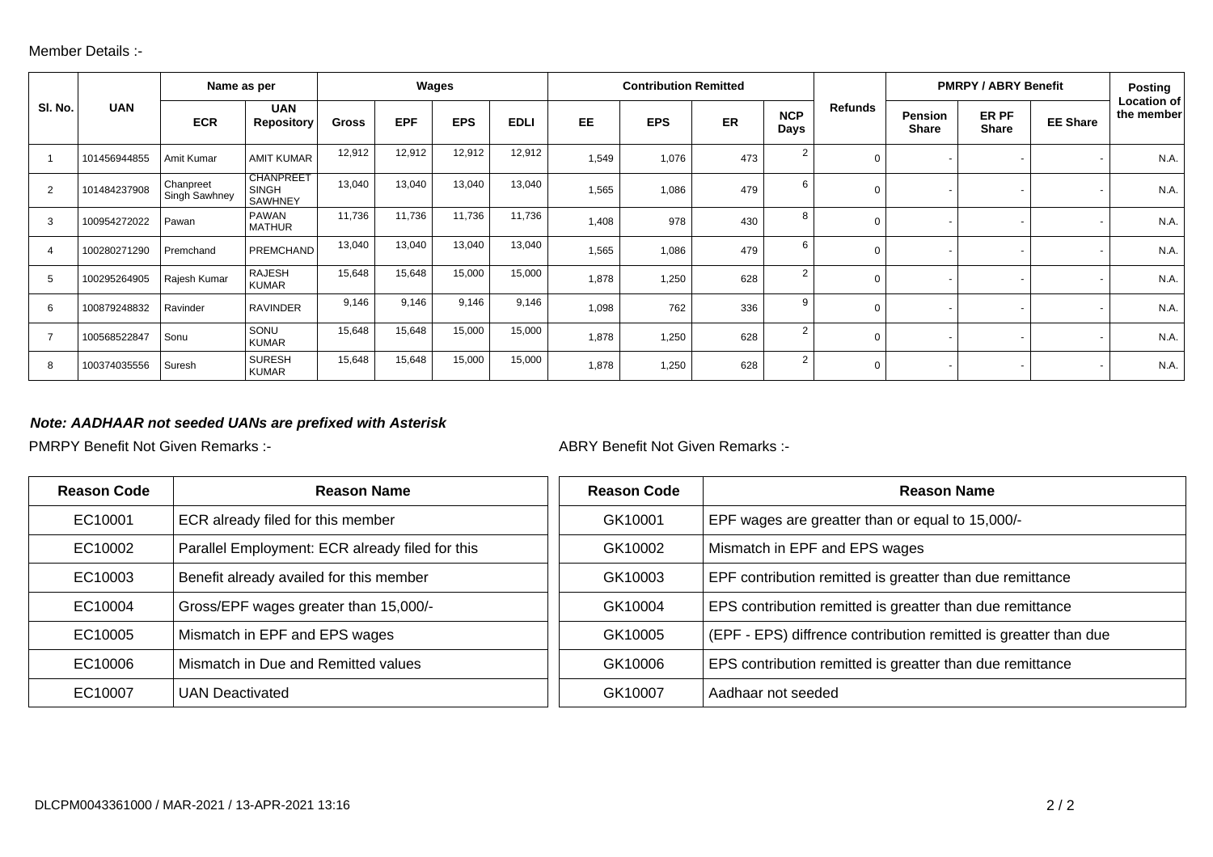Member Details :-

| Sl. No. | UAN | Name as per | | Wages | | | | Contribution Remitted | | | | Refunds | PMRPY / ABRY Benefit | | | Posting Location of the member |
|---|---|---|---|---|---|---|---|---|---|---|---|---|---|---|---|---|
| | | ECR | UAN Repository | Gross | EPF | EPS | EDLI | EE | EPS | ER | NCP Days | | Pension Share | ER PF Share | EE Share | |
| 1 | 101456944855 | Amit Kumar | AMIT KUMAR | 12,912 | 12,912 | 12,912 | 12,912 | 1,549 | 1,076 | 473 | 2 | 0 | - | - | - | N.A. |
| 2 | 101484237908 | Chanpreet Singh Sawhney | CHANPREET SINGH SAWHNEY | 13,040 | 13,040 | 13,040 | 13,040 | 1,565 | 1,086 | 479 | 6 | 0 | - | - | - | N.A. |
| 3 | 100954272022 | Pawan | PAWAN MATHUR | 11,736 | 11,736 | 11,736 | 11,736 | 1,408 | 978 | 430 | 8 | 0 | - | - | - | N.A. |
| 4 | 100280271290 | Premchand | PREMCHAND | 13,040 | 13,040 | 13,040 | 13,040 | 1,565 | 1,086 | 479 | 6 | 0 | - | - | - | N.A. |
| 5 | 100295264905 | Rajesh Kumar | RAJESH KUMAR | 15,648 | 15,648 | 15,000 | 15,000 | 1,878 | 1,250 | 628 | 2 | 0 | - | - | - | N.A. |
| 6 | 100879248832 | Ravinder | RAVINDER | 9,146 | 9,146 | 9,146 | 9,146 | 1,098 | 762 | 336 | 9 | 0 | - | - | - | N.A. |
| 7 | 100568522847 | Sonu | SONU KUMAR | 15,648 | 15,648 | 15,000 | 15,000 | 1,878 | 1,250 | 628 | 2 | 0 | - | - | - | N.A. |
| 8 | 100374035556 | Suresh | SURESH KUMAR | 15,648 | 15,648 | 15,000 | 15,000 | 1,878 | 1,250 | 628 | 2 | 0 | - | - | - | N.A. |

***Note: AADHAAR not seeded UANs are prefixed with Asterisk***

PMRPY Benefit Not Given Remarks :-

| Reason Code | Reason Name |
|---|---|
| EC10001 | ECR already filed for this member |
| EC10002 | Parallel Employment: ECR already filed for this |
| EC10003 | Benefit already availed for this member |
| EC10004 | Gross/EPF wages greater than 15,000/- |
| EC10005 | Mismatch in EPF and EPS wages |
| EC10006 | Mismatch in Due and Remitted values |
| EC10007 | UAN Deactivated |

ABRY Benefit Not Given Remarks :-

| Reason Code | Reason Name |
|---|---|
| GK10001 | EPF wages are greatter than or equal to 15,000/- |
| GK10002 | Mismatch in EPF and EPS wages |
| GK10003 | EPF contribution remitted is greatter than due remittance |
| GK10004 | EPS contribution remitted is greatter than due remittance |
| GK10005 | (EPF - EPS) diffrence contribution remitted is greatter than due |
| GK10006 | EPS contribution remitted is greatter than due remittance |
| GK10007 | Aadhaar not seeded |

DLCPM0043361000 / MAR-2021 / 13-APR-2021 13:16